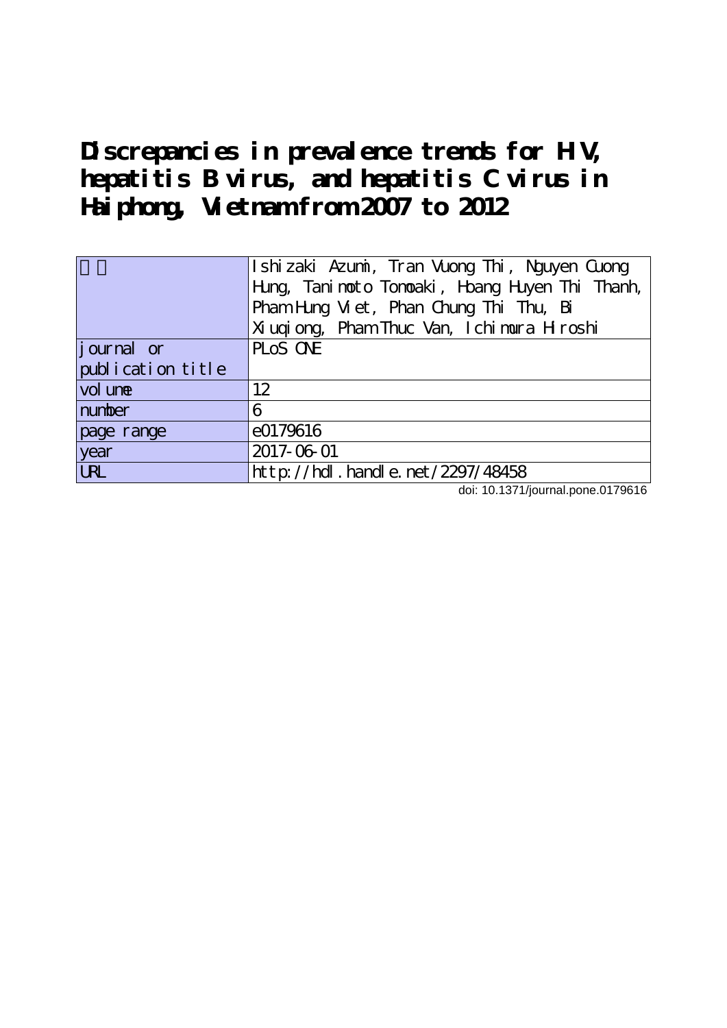# Discrepancies in prevalence trends for HIV, hepatitis B virus, and hepatitis C virus in Haiphong, Vietnam from 2007 to 2012

| 著者 | Ishizaki Azumi, Tran Vuong Thi, Nguyen Cuong Hung, Tanimoto Tomoaki, Hoang Huyen Thi Thanh, Pham Hung Viet, Phan Chung Thi Thu, Bi Xiuqiong, Pham Thuc Van, Ichimura Hiroshi |
|---|---|
| journal or publication title | PLoS ONE |
| volume | 12 |
| number | 6 |
| page range | e0179616 |
| year | 2017-06-01 |
| URL | http://hdl.handle.net/2297/48458 |

doi: 10.1371/journal.pone.0179616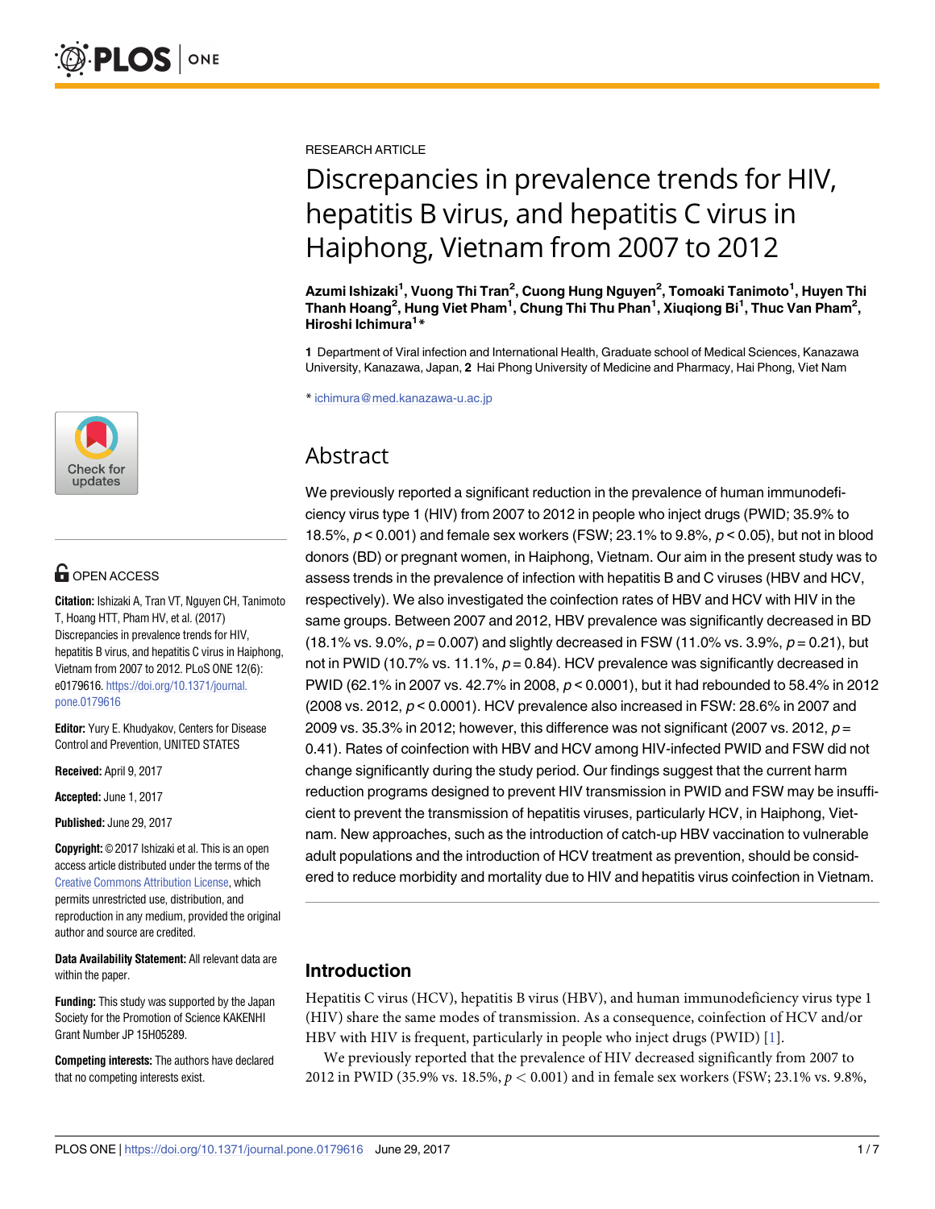RESEARCH ARTICLE

# Discrepancies in prevalence trends for HIV, hepatitis B virus, and hepatitis C virus in Haiphong, Vietnam from 2007 to 2012

**Azumi Ishizaki[1], Vuong Thi Tran[2], Cuong Hung Nguyen[2], Tomoaki Tanimoto[1], Huyen Thi Thanh Hoang[2], Hung Viet Pham[1], Chung Thi Thu Phan[1], Xiuqiong Bi[1], Thuc Van Pham[2], Hiroshi Ichimura[1]***

**1** Department of Viral infection and International Health, Graduate school of Medical Sciences, Kanazawa University, Kanazawa, Japan, **2** Hai Phong University of Medicine and Pharmacy, Hai Phong, Viet Nam

* ichimura@med.kanazawa-u.ac.jp

OPEN ACCESS

**Citation:** Ishizaki A, Tran VT, Nguyen CH, Tanimoto T, Hoang HTT, Pham HV, et al. (2017) Discrepancies in prevalence trends for HIV, hepatitis B virus, and hepatitis C virus in Haiphong, Vietnam from 2007 to 2012. PLoS ONE 12(6): e0179616. https://doi.org/10.1371/journal.pone.0179616

**Editor:** Yury E. Khudyakov, Centers for Disease Control and Prevention, UNITED STATES

**Received:** April 9, 2017

**Accepted:** June 1, 2017

**Published:** June 29, 2017

**Copyright:** © 2017 Ishizaki et al. This is an open access article distributed under the terms of the Creative Commons Attribution License, which permits unrestricted use, distribution, and reproduction in any medium, provided the original author and source are credited.

**Data Availability Statement:** All relevant data are within the paper.

**Funding:** This study was supported by the Japan Society for the Promotion of Science KAKENHI Grant Number JP 15H05289.

**Competing interests:** The authors have declared that no competing interests exist.

## Abstract

We previously reported a significant reduction in the prevalence of human immunodeficiency virus type 1 (HIV) from 2007 to 2012 in people who inject drugs (PWID; 35.9% to 18.5%, $p < 0.001$) and female sex workers (FSW; 23.1% to 9.8%, $p < 0.05$), but not in blood donors (BD) or pregnant women, in Haiphong, Vietnam. Our aim in the present study was to assess trends in the prevalence of infection with hepatitis B and C viruses (HBV and HCV, respectively). We also investigated the coinfection rates of HBV and HCV with HIV in the same groups. Between 2007 and 2012, HBV prevalence was significantly decreased in BD (18.1% vs. 9.0%, $p = 0.007$) and slightly decreased in FSW (11.0% vs. 3.9%, $p = 0.21$), but not in PWID (10.7% vs. 11.1%, $p = 0.84$). HCV prevalence was significantly decreased in PWID (62.1% in 2007 vs. 42.7% in 2008, $p < 0.0001$), but it had rebounded to 58.4% in 2012 (2008 vs. 2012, $p < 0.0001$). HCV prevalence also increased in FSW: 28.6% in 2007 and 2009 vs. 35.3% in 2012; however, this difference was not significant (2007 vs. 2012, $p = 0.41$). Rates of coinfection with HBV and HCV among HIV-infected PWID and FSW did not change significantly during the study period. Our findings suggest that the current harm reduction programs designed to prevent HIV transmission in PWID and FSW may be insufficient to prevent the transmission of hepatitis viruses, particularly HCV, in Haiphong, Vietnam. New approaches, such as the introduction of catch-up HBV vaccination to vulnerable adult populations and the introduction of HCV treatment as prevention, should be considered to reduce morbidity and mortality due to HIV and hepatitis virus coinfection in Vietnam.

## Introduction

Hepatitis C virus (HCV), hepatitis B virus (HBV), and human immunodeficiency virus type 1 (HIV) share the same modes of transmission. As a consequence, coinfection of HCV and/or HBV with HIV is frequent, particularly in people who inject drugs (PWID) [1].

We previously reported that the prevalence of HIV decreased significantly from 2007 to 2012 in PWID (35.9% vs. 18.5%, $p < 0.001$) and in female sex workers (FSW; 23.1% vs. 9.8%,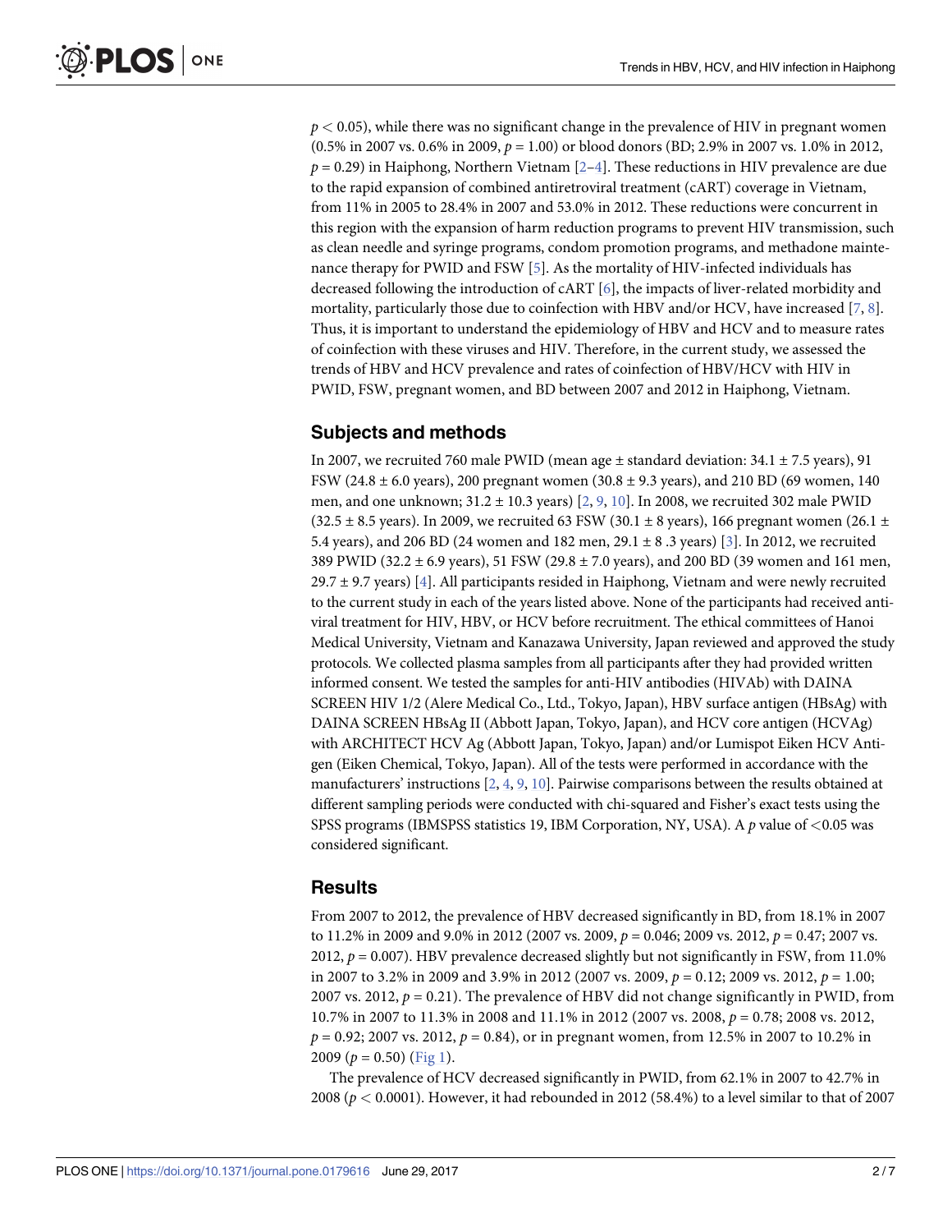$p < 0.05$), while there was no significant change in the prevalence of HIV in pregnant women (0.5% in 2007 vs. 0.6% in 2009, $p = 1.00$) or blood donors (BD; 2.9% in 2007 vs. 1.0% in 2012, $p = 0.29$) in Haiphong, Northern Vietnam [2–4]. These reductions in HIV prevalence are due to the rapid expansion of combined antiretroviral treatment (cART) coverage in Vietnam, from 11% in 2005 to 28.4% in 2007 and 53.0% in 2012. These reductions were concurrent in this region with the expansion of harm reduction programs to prevent HIV transmission, such as clean needle and syringe programs, condom promotion programs, and methadone maintenance therapy for PWID and FSW [5]. As the mortality of HIV-infected individuals has decreased following the introduction of cART [6], the impacts of liver-related morbidity and mortality, particularly those due to coinfection with HBV and/or HCV, have increased [7, 8]. Thus, it is important to understand the epidemiology of HBV and HCV and to measure rates of coinfection with these viruses and HIV. Therefore, in the current study, we assessed the trends of HBV and HCV prevalence and rates of coinfection of HBV/HCV with HIV in PWID, FSW, pregnant women, and BD between 2007 and 2012 in Haiphong, Vietnam.

## Subjects and methods

In 2007, we recruited 760 male PWID (mean age ± standard deviation: 34.1 ± 7.5 years), 91 FSW (24.8 ± 6.0 years), 200 pregnant women (30.8 ± 9.3 years), and 210 BD (69 women, 140 men, and one unknown; 31.2 ± 10.3 years) [2, 9, 10]. In 2008, we recruited 302 male PWID (32.5 ± 8.5 years). In 2009, we recruited 63 FSW (30.1 ± 8 years), 166 pregnant women (26.1 ± 5.4 years), and 206 BD (24 women and 182 men, 29.1 ± 8 .3 years) [3]. In 2012, we recruited 389 PWID (32.2 ± 6.9 years), 51 FSW (29.8 ± 7.0 years), and 200 BD (39 women and 161 men, 29.7 ± 9.7 years) [4]. All participants resided in Haiphong, Vietnam and were newly recruited to the current study in each of the years listed above. None of the participants had received antiviral treatment for HIV, HBV, or HCV before recruitment. The ethical committees of Hanoi Medical University, Vietnam and Kanazawa University, Japan reviewed and approved the study protocols. We collected plasma samples from all participants after they had provided written informed consent. We tested the samples for anti-HIV antibodies (HIVAb) with DAINA SCREEN HIV 1/2 (Alere Medical Co., Ltd., Tokyo, Japan), HBV surface antigen (HBsAg) with DAINA SCREEN HBsAg II (Abbott Japan, Tokyo, Japan), and HCV core antigen (HCVAg) with ARCHITECT HCV Ag (Abbott Japan, Tokyo, Japan) and/or Lumispot Eiken HCV Antigen (Eiken Chemical, Tokyo, Japan). All of the tests were performed in accordance with the manufacturers' instructions [2, 4, 9, 10]. Pairwise comparisons between the results obtained at different sampling periods were conducted with chi-squared and Fisher's exact tests using the SPSS programs (IBMSPSS statistics 19, IBM Corporation, NY, USA). A $p$ value of <0.05 was considered significant.

## Results

From 2007 to 2012, the prevalence of HBV decreased significantly in BD, from 18.1% in 2007 to 11.2% in 2009 and 9.0% in 2012 (2007 vs. 2009, $p = 0.046$; 2009 vs. 2012, $p = 0.47$; 2007 vs. 2012, $p = 0.007$). HBV prevalence decreased slightly but not significantly in FSW, from 11.0% in 2007 to 3.2% in 2009 and 3.9% in 2012 (2007 vs. 2009, $p = 0.12$; 2009 vs. 2012, $p = 1.00$; 2007 vs. 2012, $p = 0.21$). The prevalence of HBV did not change significantly in PWID, from 10.7% in 2007 to 11.3% in 2008 and 11.1% in 2012 (2007 vs. 2008, $p = 0.78$; 2008 vs. 2012, $p = 0.92$; 2007 vs. 2012, $p = 0.84$), or in pregnant women, from 12.5% in 2007 to 10.2% in 2009 ($p = 0.50$) (Fig 1).

The prevalence of HCV decreased significantly in PWID, from 62.1% in 2007 to 42.7% in 2008 ($p < 0.0001$). However, it had rebounded in 2012 (58.4%) to a level similar to that of 2007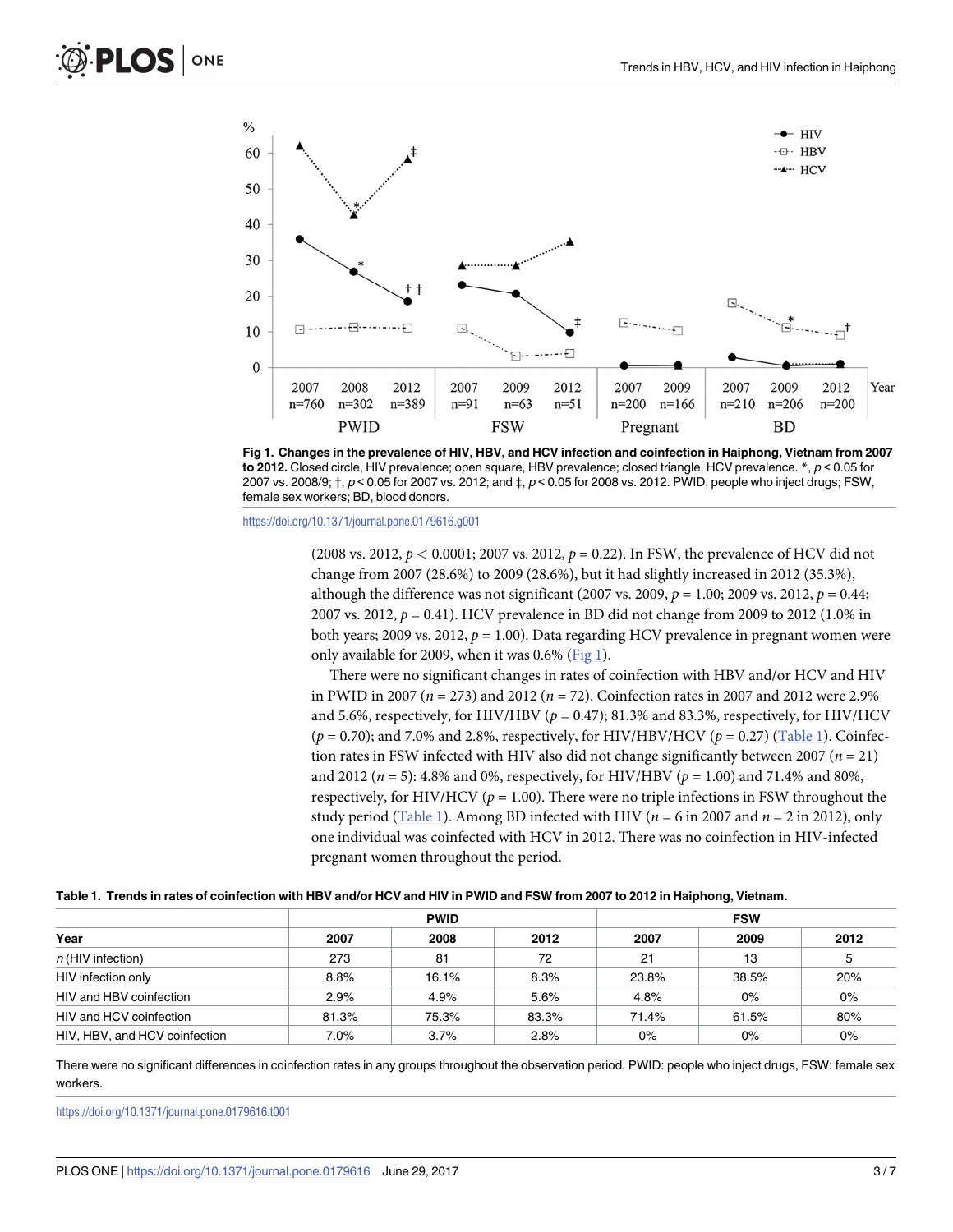**Fig 1. Changes in the prevalence of HIV, HBV, and HCV infection and coinfection in Haiphong, Vietnam from 2007 to 2012.** Closed circle, HIV prevalence; open square, HBV prevalence; closed triangle, HCV prevalence. *, $p < 0.05$ for 2007 vs. 2008/9; †, $p < 0.05$ for 2007 vs. 2012; and ‡, $p < 0.05$ for 2008 vs. 2012. PWID, people who inject drugs; FSW, female sex workers; BD, blood donors.

https://doi.org/10.1371/journal.pone.0179616.g001

(2008 vs. 2012, $p < 0.0001$; 2007 vs. 2012, $p = 0.22$). In FSW, the prevalence of HCV did not change from 2007 (28.6%) to 2009 (28.6%), but it had slightly increased in 2012 (35.3%), although the difference was not significant (2007 vs. 2009, $p = 1.00$; 2009 vs. 2012, $p = 0.44$; 2007 vs. 2012, $p = 0.41$). HCV prevalence in BD did not change from 2009 to 2012 (1.0% in both years; 2009 vs. 2012, $p = 1.00$). Data regarding HCV prevalence in pregnant women were only available for 2009, when it was 0.6% (Fig 1).

There were no significant changes in rates of coinfection with HBV and/or HCV and HIV in PWID in 2007 ($n = 273$) and 2012 ($n = 72$). Coinfection rates in 2007 and 2012 were 2.9% and 5.6%, respectively, for HIV/HBV ($p = 0.47$); 81.3% and 83.3%, respectively, for HIV/HCV ($p = 0.70$); and 7.0% and 2.8%, respectively, for HIV/HBV/HCV ($p = 0.27$) (Table 1). Coinfection rates in FSW infected with HIV also did not change significantly between 2007 ($n = 21$) and 2012 ($n = 5$): 4.8% and 0%, respectively, for HIV/HBV ($p = 1.00$) and 71.4% and 80%, respectively, for HIV/HCV ($p = 1.00$). There were no triple infections in FSW throughout the study period (Table 1). Among BD infected with HIV ($n = 6$ in 2007 and $n = 2$ in 2012), only one individual was coinfected with HCV in 2012. There was no coinfection in HIV-infected pregnant women throughout the period.

**Table 1. Trends in rates of coinfection with HBV and/or HCV and HIV in PWID and FSW from 2007 to 2012 in Haiphong, Vietnam.**

| | PWID | | | FSW | | |
|---|---|---|---|---|---|---|
| **Year** | **2007** | **2008** | **2012** | **2007** | **2009** | **2012** |
| *n* (HIV infection) | 273 | 81 | 72 | 21 | 13 | 5 |
| HIV infection only | 8.8% | 16.1% | 8.3% | 23.8% | 38.5% | 20% |
| HIV and HBV coinfection | 2.9% | 4.9% | 5.6% | 4.8% | 0% | 0% |
| HIV and HCV coinfection | 81.3% | 75.3% | 83.3% | 71.4% | 61.5% | 80% |
| HIV, HBV, and HCV coinfection | 7.0% | 3.7% | 2.8% | 0% | 0% | 0% |

There were no significant differences in coinfection rates in any groups throughout the observation period. PWID: people who inject drugs, FSW: female sex workers.

https://doi.org/10.1371/journal.pone.0179616.t001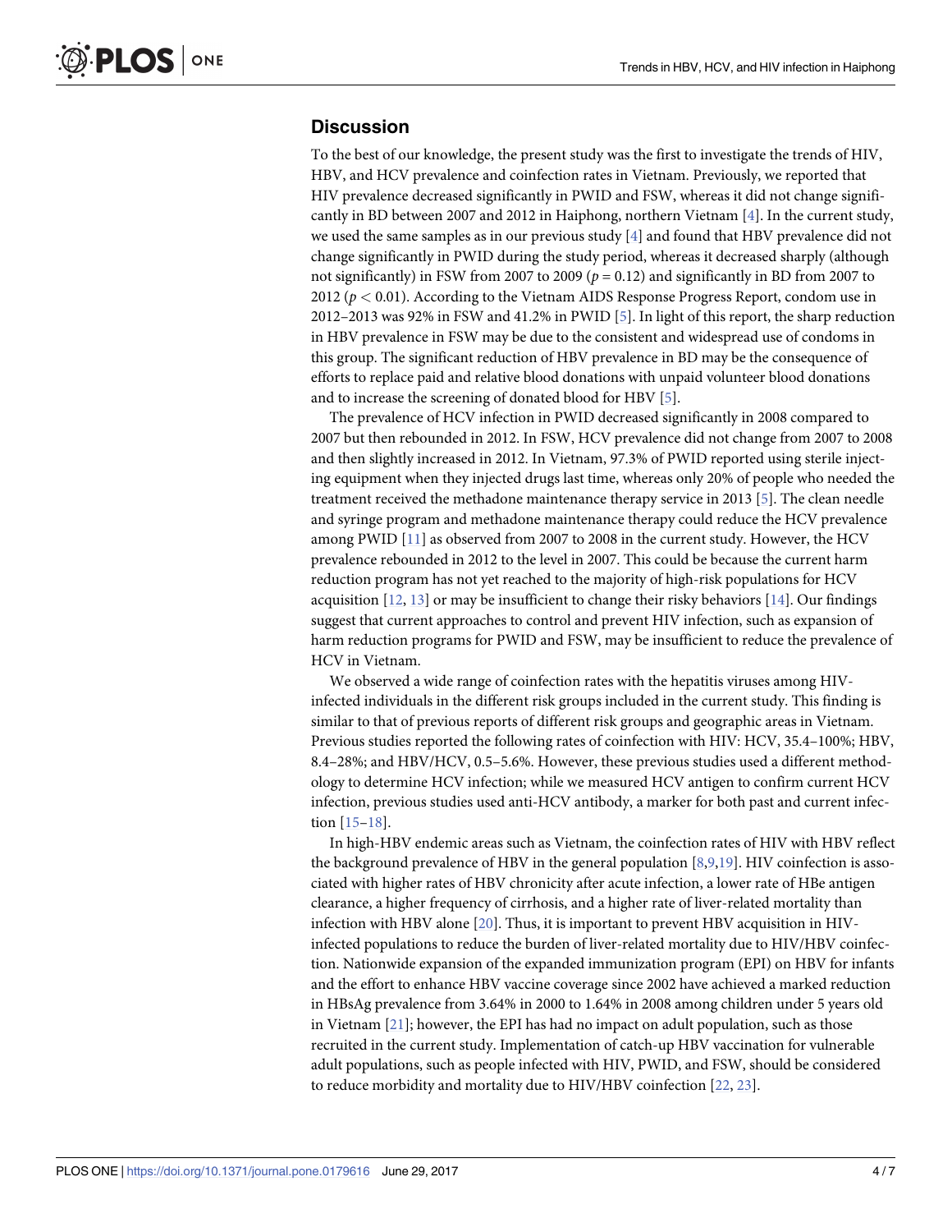## Discussion

To the best of our knowledge, the present study was the first to investigate the trends of HIV, HBV, and HCV prevalence and coinfection rates in Vietnam. Previously, we reported that HIV prevalence decreased significantly in PWID and FSW, whereas it did not change significantly in BD between 2007 and 2012 in Haiphong, northern Vietnam [4]. In the current study, we used the same samples as in our previous study [4] and found that HBV prevalence did not change significantly in PWID during the study period, whereas it decreased sharply (although not significantly) in FSW from 2007 to 2009 ($p = 0.12$) and significantly in BD from 2007 to 2012 ($p < 0.01$). According to the Vietnam AIDS Response Progress Report, condom use in 2012–2013 was 92% in FSW and 41.2% in PWID [5]. In light of this report, the sharp reduction in HBV prevalence in FSW may be due to the consistent and widespread use of condoms in this group. The significant reduction of HBV prevalence in BD may be the consequence of efforts to replace paid and relative blood donations with unpaid volunteer blood donations and to increase the screening of donated blood for HBV [5].

The prevalence of HCV infection in PWID decreased significantly in 2008 compared to 2007 but then rebounded in 2012. In FSW, HCV prevalence did not change from 2007 to 2008 and then slightly increased in 2012. In Vietnam, 97.3% of PWID reported using sterile injecting equipment when they injected drugs last time, whereas only 20% of people who needed the treatment received the methadone maintenance therapy service in 2013 [5]. The clean needle and syringe program and methadone maintenance therapy could reduce the HCV prevalence among PWID [11] as observed from 2007 to 2008 in the current study. However, the HCV prevalence rebounded in 2012 to the level in 2007. This could be because the current harm reduction program has not yet reached to the majority of high-risk populations for HCV acquisition [12, 13] or may be insufficient to change their risky behaviors [14]. Our findings suggest that current approaches to control and prevent HIV infection, such as expansion of harm reduction programs for PWID and FSW, may be insufficient to reduce the prevalence of HCV in Vietnam.

We observed a wide range of coinfection rates with the hepatitis viruses among HIV-infected individuals in the different risk groups included in the current study. This finding is similar to that of previous reports of different risk groups and geographic areas in Vietnam. Previous studies reported the following rates of coinfection with HIV: HCV, 35.4–100%; HBV, 8.4–28%; and HBV/HCV, 0.5–5.6%. However, these previous studies used a different methodology to determine HCV infection; while we measured HCV antigen to confirm current HCV infection, previous studies used anti-HCV antibody, a marker for both past and current infection [15–18].

In high-HBV endemic areas such as Vietnam, the coinfection rates of HIV with HBV reflect the background prevalence of HBV in the general population [8,9,19]. HIV coinfection is associated with higher rates of HBV chronicity after acute infection, a lower rate of HBe antigen clearance, a higher frequency of cirrhosis, and a higher rate of liver-related mortality than infection with HBV alone [20]. Thus, it is important to prevent HBV acquisition in HIV-infected populations to reduce the burden of liver-related mortality due to HIV/HBV coinfection. Nationwide expansion of the expanded immunization program (EPI) on HBV for infants and the effort to enhance HBV vaccine coverage since 2002 have achieved a marked reduction in HBsAg prevalence from 3.64% in 2000 to 1.64% in 2008 among children under 5 years old in Vietnam [21]; however, the EPI has had no impact on adult population, such as those recruited in the current study. Implementation of catch-up HBV vaccination for vulnerable adult populations, such as people infected with HIV, PWID, and FSW, should be considered to reduce morbidity and mortality due to HIV/HBV coinfection [22, 23].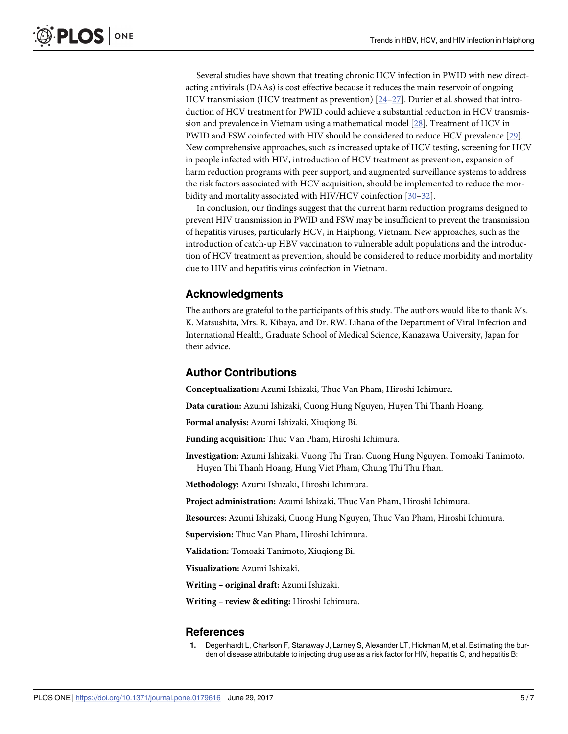Several studies have shown that treating chronic HCV infection in PWID with new direct-acting antivirals (DAAs) is cost effective because it reduces the main reservoir of ongoing HCV transmission (HCV treatment as prevention) [24–27]. Durier et al. showed that introduction of HCV treatment for PWID could achieve a substantial reduction in HCV transmission and prevalence in Vietnam using a mathematical model [28]. Treatment of HCV in PWID and FSW coinfected with HIV should be considered to reduce HCV prevalence [29]. New comprehensive approaches, such as increased uptake of HCV testing, screening for HCV in people infected with HIV, introduction of HCV treatment as prevention, expansion of harm reduction programs with peer support, and augmented surveillance systems to address the risk factors associated with HCV acquisition, should be implemented to reduce the morbidity and mortality associated with HIV/HCV coinfection [30–32].

In conclusion, our findings suggest that the current harm reduction programs designed to prevent HIV transmission in PWID and FSW may be insufficient to prevent the transmission of hepatitis viruses, particularly HCV, in Haiphong, Vietnam. New approaches, such as the introduction of catch-up HBV vaccination to vulnerable adult populations and the introduction of HCV treatment as prevention, should be considered to reduce morbidity and mortality due to HIV and hepatitis virus coinfection in Vietnam.

## Acknowledgments

The authors are grateful to the participants of this study. The authors would like to thank Ms. K. Matsushita, Mrs. R. Kibaya, and Dr. RW. Lihana of the Department of Viral Infection and International Health, Graduate School of Medical Science, Kanazawa University, Japan for their advice.

## Author Contributions

**Conceptualization:** Azumi Ishizaki, Thuc Van Pham, Hiroshi Ichimura.

**Data curation:** Azumi Ishizaki, Cuong Hung Nguyen, Huyen Thi Thanh Hoang.

**Formal analysis:** Azumi Ishizaki, Xiuqiong Bi.

**Funding acquisition:** Thuc Van Pham, Hiroshi Ichimura.

**Investigation:** Azumi Ishizaki, Vuong Thi Tran, Cuong Hung Nguyen, Tomoaki Tanimoto, Huyen Thi Thanh Hoang, Hung Viet Pham, Chung Thi Thu Phan.

**Methodology:** Azumi Ishizaki, Hiroshi Ichimura.

**Project administration:** Azumi Ishizaki, Thuc Van Pham, Hiroshi Ichimura.

**Resources:** Azumi Ishizaki, Cuong Hung Nguyen, Thuc Van Pham, Hiroshi Ichimura.

**Supervision:** Thuc Van Pham, Hiroshi Ichimura.

**Validation:** Tomoaki Tanimoto, Xiuqiong Bi.

**Visualization:** Azumi Ishizaki.

**Writing – original draft:** Azumi Ishizaki.

**Writing – review & editing:** Hiroshi Ichimura.

## References

1. Degenhardt L, Charlson F, Stanaway J, Larney S, Alexander LT, Hickman M, et al. Estimating the burden of disease attributable to injecting drug use as a risk factor for HIV, hepatitis C, and hepatitis B: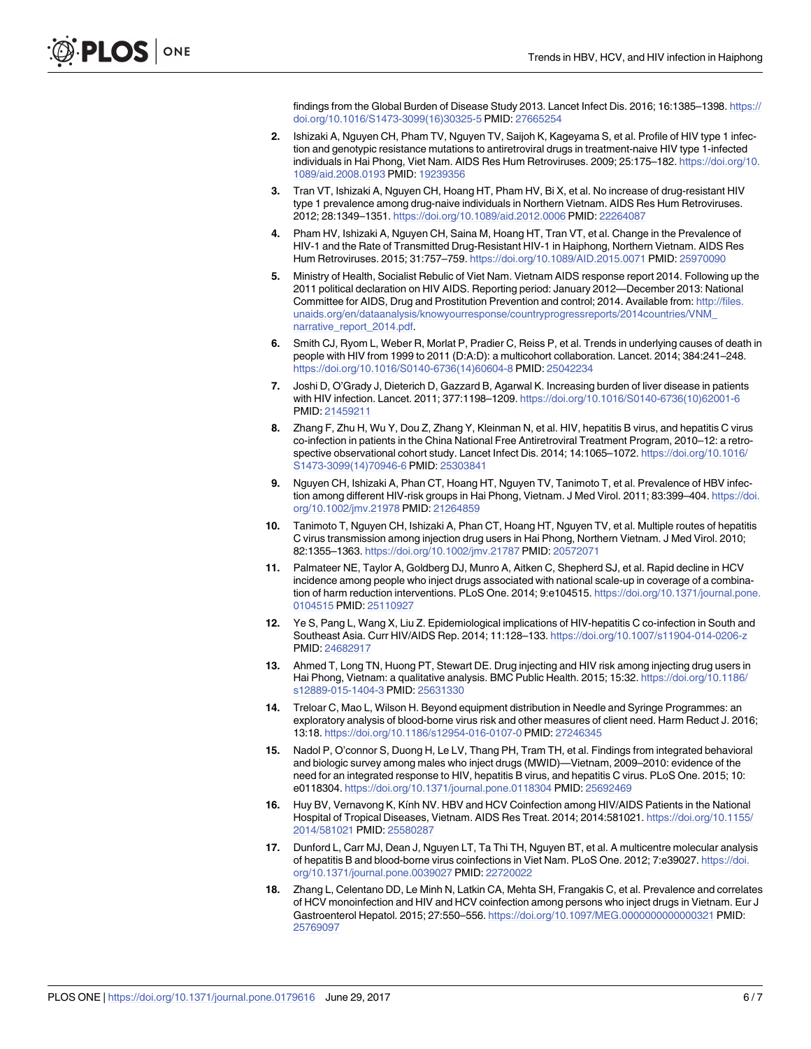findings from the Global Burden of Disease Study 2013. Lancet Infect Dis. 2016; 16:1385–1398. https://doi.org/10.1016/S1473-3099(16)30325-5 PMID: 27665254

2. Ishizaki A, Nguyen CH, Pham TV, Nguyen TV, Saijoh K, Kageyama S, et al. Profile of HIV type 1 infection and genotypic resistance mutations to antiretroviral drugs in treatment-naive HIV type 1-infected individuals in Hai Phong, Viet Nam. AIDS Res Hum Retroviruses. 2009; 25:175–182. https://doi.org/10.1089/aid.2008.0193 PMID: 19239356
3. Tran VT, Ishizaki A, Nguyen CH, Hoang HT, Pham HV, Bi X, et al. No increase of drug-resistant HIV type 1 prevalence among drug-naive individuals in Northern Vietnam. AIDS Res Hum Retroviruses. 2012; 28:1349–1351. https://doi.org/10.1089/aid.2012.0006 PMID: 22264087
4. Pham HV, Ishizaki A, Nguyen CH, Saina M, Hoang HT, Tran VT, et al. Change in the Prevalence of HIV-1 and the Rate of Transmitted Drug-Resistant HIV-1 in Haiphong, Northern Vietnam. AIDS Res Hum Retroviruses. 2015; 31:757–759. https://doi.org/10.1089/AID.2015.0071 PMID: 25970090
5. Ministry of Health, Socialist Rebulic of Viet Nam. Vietnam AIDS response report 2014. Following up the 2011 political declaration on HIV AIDS. Reporting period: January 2012—December 2013: National Committee for AIDS, Drug and Prostitution Prevention and control; 2014. Available from: http://files.unaids.org/en/dataanalysis/knowyourresponse/countryprogressreports/2014countries/VNM_narrative_report_2014.pdf.
6. Smith CJ, Ryom L, Weber R, Morlat P, Pradier C, Reiss P, et al. Trends in underlying causes of death in people with HIV from 1999 to 2011 (D:A:D): a multicohort collaboration. Lancet. 2014; 384:241–248. https://doi.org/10.1016/S0140-6736(14)60604-8 PMID: 25042234
7. Joshi D, O'Grady J, Dieterich D, Gazzard B, Agarwal K. Increasing burden of liver disease in patients with HIV infection. Lancet. 2011; 377:1198–1209. https://doi.org/10.1016/S0140-6736(10)62001-6 PMID: 21459211
8. Zhang F, Zhu H, Wu Y, Dou Z, Zhang Y, Kleinman N, et al. HIV, hepatitis B virus, and hepatitis C virus co-infection in patients in the China National Free Antiretroviral Treatment Program, 2010–12: a retrospective observational cohort study. Lancet Infect Dis. 2014; 14:1065–1072. https://doi.org/10.1016/S1473-3099(14)70946-6 PMID: 25303841
9. Nguyen CH, Ishizaki A, Phan CT, Hoang HT, Nguyen TV, Tanimoto T, et al. Prevalence of HBV infection among different HIV-risk groups in Hai Phong, Vietnam. J Med Virol. 2011; 83:399–404. https://doi.org/10.1002/jmv.21978 PMID: 21264859
10. Tanimoto T, Nguyen CH, Ishizaki A, Phan CT, Hoang HT, Nguyen TV, et al. Multiple routes of hepatitis C virus transmission among injection drug users in Hai Phong, Northern Vietnam. J Med Virol. 2010; 82:1355–1363. https://doi.org/10.1002/jmv.21787 PMID: 20572071
11. Palmateer NE, Taylor A, Goldberg DJ, Munro A, Aitken C, Shepherd SJ, et al. Rapid decline in HCV incidence among people who inject drugs associated with national scale-up in coverage of a combination of harm reduction interventions. PLoS One. 2014; 9:e104515. https://doi.org/10.1371/journal.pone.0104515 PMID: 25110927
12. Ye S, Pang L, Wang X, Liu Z. Epidemiological implications of HIV-hepatitis C co-infection in South and Southeast Asia. Curr HIV/AIDS Rep. 2014; 11:128–133. https://doi.org/10.1007/s11904-014-0206-z PMID: 24682917
13. Ahmed T, Long TN, Huong PT, Stewart DE. Drug injecting and HIV risk among injecting drug users in Hai Phong, Vietnam: a qualitative analysis. BMC Public Health. 2015; 15:32. https://doi.org/10.1186/s12889-015-1404-3 PMID: 25631330
14. Treloar C, Mao L, Wilson H. Beyond equipment distribution in Needle and Syringe Programmes: an exploratory analysis of blood-borne virus risk and other measures of client need. Harm Reduct J. 2016; 13:18. https://doi.org/10.1186/s12954-016-0107-0 PMID: 27246345
15. Nadol P, O'connor S, Duong H, Le LV, Thang PH, Tram TH, et al. Findings from integrated behavioral and biologic survey among males who inject drugs (MWID)—Vietnam, 2009–2010: evidence of the need for an integrated response to HIV, hepatitis B virus, and hepatitis C virus. PLoS One. 2015; 10: e0118304. https://doi.org/10.1371/journal.pone.0118304 PMID: 25692469
16. Huy BV, Vernavong K, Kính NV. HBV and HCV Coinfection among HIV/AIDS Patients in the National Hospital of Tropical Diseases, Vietnam. AIDS Res Treat. 2014; 2014:581021. https://doi.org/10.1155/2014/581021 PMID: 25580287
17. Dunford L, Carr MJ, Dean J, Nguyen LT, Ta Thi TH, Nguyen BT, et al. A multicentre molecular analysis of hepatitis B and blood-borne virus coinfections in Viet Nam. PLoS One. 2012; 7:e39027. https://doi.org/10.1371/journal.pone.0039027 PMID: 22720022
18. Zhang L, Celentano DD, Le Minh N, Latkin CA, Mehta SH, Frangakis C, et al. Prevalence and correlates of HCV monoinfection and HIV and HCV coinfection among persons who inject drugs in Vietnam. Eur J Gastroenterol Hepatol. 2015; 27:550–556. https://doi.org/10.1097/MEG.0000000000000321 PMID: 25769097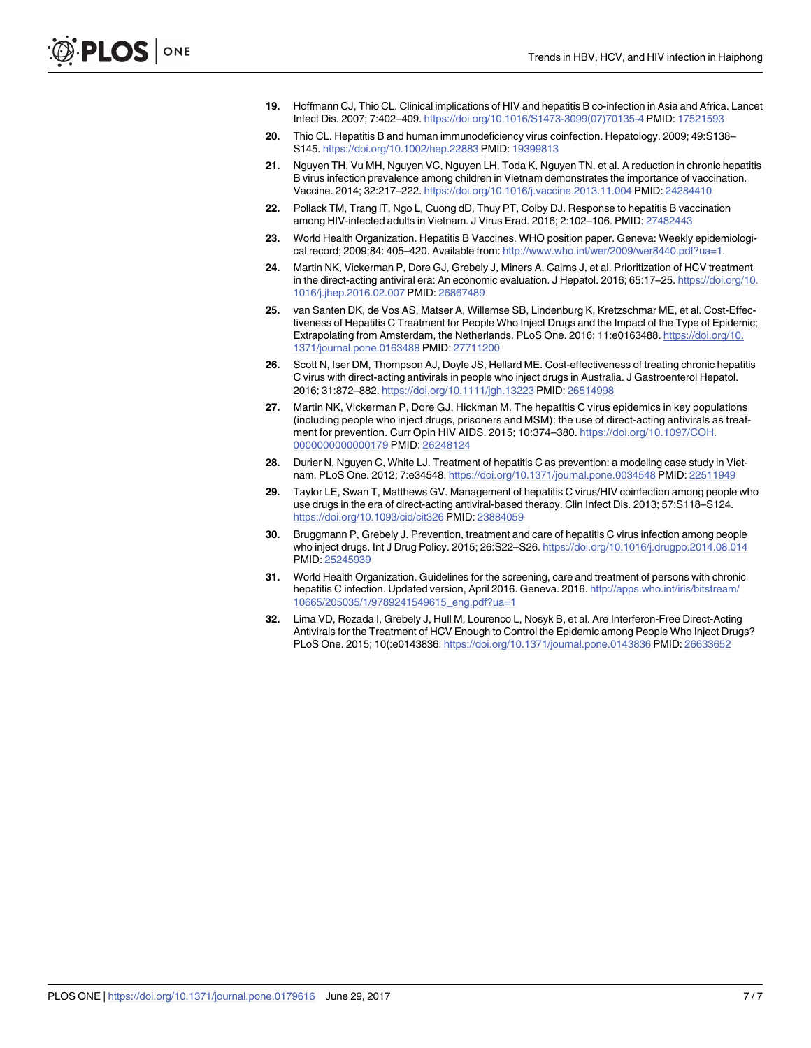19. Hoffmann CJ, Thio CL. Clinical implications of HIV and hepatitis B co-infection in Asia and Africa. Lancet Infect Dis. 2007; 7:402–409. https://doi.org/10.1016/S1473-3099(07)70135-4 PMID: 17521593

20. Thio CL. Hepatitis B and human immunodeficiency virus coinfection. Hepatology. 2009; 49:S138–S145. https://doi.org/10.1002/hep.22883 PMID: 19399813

21. Nguyen TH, Vu MH, Nguyen VC, Nguyen LH, Toda K, Nguyen TN, et al. A reduction in chronic hepatitis B virus infection prevalence among children in Vietnam demonstrates the importance of vaccination. Vaccine. 2014; 32:217–222. https://doi.org/10.1016/j.vaccine.2013.11.004 PMID: 24284410

22. Pollack TM, Trang lT, Ngo L, Cuong dD, Thuy PT, Colby DJ. Response to hepatitis B vaccination among HIV-infected adults in Vietnam. J Virus Erad. 2016; 2:102–106. PMID: 27482443

23. World Health Organization. Hepatitis B Vaccines. WHO position paper. Geneva: Weekly epidemiological record; 2009;84: 405–420. Available from: http://www.who.int/wer/2009/wer8440.pdf?ua=1.

24. Martin NK, Vickerman P, Dore GJ, Grebely J, Miners A, Cairns J, et al. Prioritization of HCV treatment in the direct-acting antiviral era: An economic evaluation. J Hepatol. 2016; 65:17–25. https://doi.org/10.1016/j.jhep.2016.02.007 PMID: 26867489

25. van Santen DK, de Vos AS, Matser A, Willemse SB, Lindenburg K, Kretzschmar ME, et al. Cost-Effectiveness of Hepatitis C Treatment for People Who Inject Drugs and the Impact of the Type of Epidemic; Extrapolating from Amsterdam, the Netherlands. PLoS One. 2016; 11:e0163488. https://doi.org/10.1371/journal.pone.0163488 PMID: 27711200

26. Scott N, Iser DM, Thompson AJ, Doyle JS, Hellard ME. Cost-effectiveness of treating chronic hepatitis C virus with direct-acting antivirals in people who inject drugs in Australia. J Gastroenterol Hepatol. 2016; 31:872–882. https://doi.org/10.1111/jgh.13223 PMID: 26514998

27. Martin NK, Vickerman P, Dore GJ, Hickman M. The hepatitis C virus epidemics in key populations (including people who inject drugs, prisoners and MSM): the use of direct-acting antivirals as treatment for prevention. Curr Opin HIV AIDS. 2015; 10:374–380. https://doi.org/10.1097/COH.0000000000000179 PMID: 26248124

28. Durier N, Nguyen C, White LJ. Treatment of hepatitis C as prevention: a modeling case study in Vietnam. PLoS One. 2012; 7:e34548. https://doi.org/10.1371/journal.pone.0034548 PMID: 22511949

29. Taylor LE, Swan T, Matthews GV. Management of hepatitis C virus/HIV coinfection among people who use drugs in the era of direct-acting antiviral-based therapy. Clin Infect Dis. 2013; 57:S118–S124. https://doi.org/10.1093/cid/cit326 PMID: 23884059

30. Bruggmann P, Grebely J. Prevention, treatment and care of hepatitis C virus infection among people who inject drugs. Int J Drug Policy. 2015; 26:S22–S26. https://doi.org/10.1016/j.drugpo.2014.08.014 PMID: 25245939

31. World Health Organization. Guidelines for the screening, care and treatment of persons with chronic hepatitis C infection. Updated version, April 2016. Geneva. 2016. http://apps.who.int/iris/bitstream/10665/205035/1/9789241549615_eng.pdf?ua=1

32. Lima VD, Rozada I, Grebely J, Hull M, Lourenco L, Nosyk B, et al. Are Interferon-Free Direct-Acting Antivirals for the Treatment of HCV Enough to Control the Epidemic among People Who Inject Drugs? PLoS One. 2015; 10(:e0143836. https://doi.org/10.1371/journal.pone.0143836 PMID: 26633652